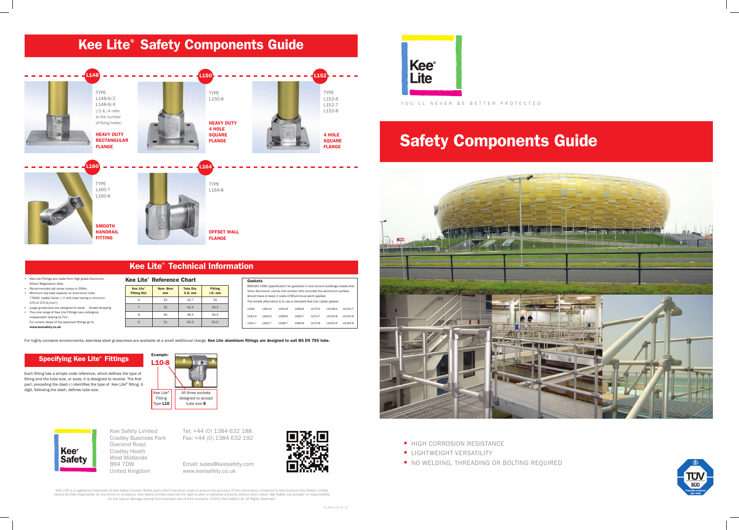# Kee Lite® Safety Components Guide

## L148

TYPE
L148-9/2
L148-9/4
(/2 & /4 refer to the number of fixing holes)

**HEAVY DUTY RECTANGULAR FLANGE**

## L150

TYPE
L150-8

**HEAVY DUTY 4 HOLE SQUARE FLANGE**

## L152

TYPE
L152-6
L152-7
L152-8

**4 HOLE SQUARE FLANGE**

## L160

TYPE
L160-7
L160-8

**SMOOTH HANDRAIL FITTING**

## L164

TYPE
L164-8

**OFFSET WALL FLANGE**

## Kee Lite® Technical Information

- Kee Lite Fittings are made from high grade Aluminium Silicon Magnesium Alloy.
- Recommended set screw torque is 39Nm.
- Minimum slip load capacity on aluminium tube: 7.56kN. (safety factor = 2 with tube having a minimum UTS of 275 N/mm²).
- Large grubscrews are designed to resist thread stripping
- The core range of Kee Lite Fittings has undergone independent testing by TUV. For current detail of the approved fittings go to **www.keesafety.co.uk**

### Kee Lite® Reference Chart

| Kee Lite® Fitting Ref. | Nom. Bore mm | Tube Dia. O.D. mm | Fitting I.D. mm |
|---|---|---|---|
| 6 | 25 | 33.7 | 35 |
| 7 | 32 | 42.4 | 43.5 |
| 8 | 40 | 48.3 | 49.5 |
| 9 | 51 | 60.3 | 61.5 |

### Gaskets

BS6180:1999 (specification for guardrail in and around buildings) states that when Aluminium comes into contact with concrete the aluminium surface should have at least 2 coats of Bituminous paint applied.

The simple alternative is to use a standard Kee Lite rubber gasket.

| | | | | | | |
|---|---|---|---|---|---|---|
| LG58 | LG61-8 | LG62-8 | LG68-8 | LG70-6 | LG148-9 | LG152-7 |
| LG61-6 | LG62-6 | LG68-6 | LG69-7 | LG70-7 | LG150-8 | LG152-8 |
| LG61-7 | LG62-7 | LG68-7 | LG69-8 | LG70-8 | LG152-6 | LG164-8 |

For highly corrosive environments, stainless steel grubscrews are available at a small additional charge. **Kee Lite aluminium fittings are designed to suit BS EN 755 tube.**

## Specifying Kee Lite® Fittings

Each fitting has a simple code reference, which defines the type of fitting and the tube size, or sizes, it is designed to receive. The first part, preceding the dash (-) identifies the type of Kee Lite® fitting. A digit, following the dash, defines tube size.

**Example:**
**L10-8**

Kee Lite® Fitting Type **L10**

All three sockets designed to accept tube size **8**

Kee Safety Limited
Cradley Business Park
Overend Road
Cradley Heath
West Midlands
B64 7DW
United Kingdom

Tel: +44 (0) 1384 632 188
Fax: +44 (0) 1384 632 192

Email: sales@keesafety.com
www.keesafety.co.uk

KEE LITE is a registered trademark of Kee Safety Limited. Whilst every effort has been made to ensure the accuracy of the information contained in this brochure Kee Safety Limited cannot be held responsible for any errors or omissions. Kee Safety Limited reserves the right to alter or withdraw products without prior notice. Kee Safety Ltd accepts no responsibility for any loss or damage arising from improper use of their products. ©2012 Kee Safety Ltd. All Rights Reserved.

KL/SCG_v3/12_12

Kee Lite®

YOU'LL NEVER BE BETTER PROTECTED

# Safety Components Guide

- HIGH CORROSION RESISTANCE
- LIGHTWEIGHT VERSATILITY
- NO WELDING, THREADING OR BOLTING REQUIRED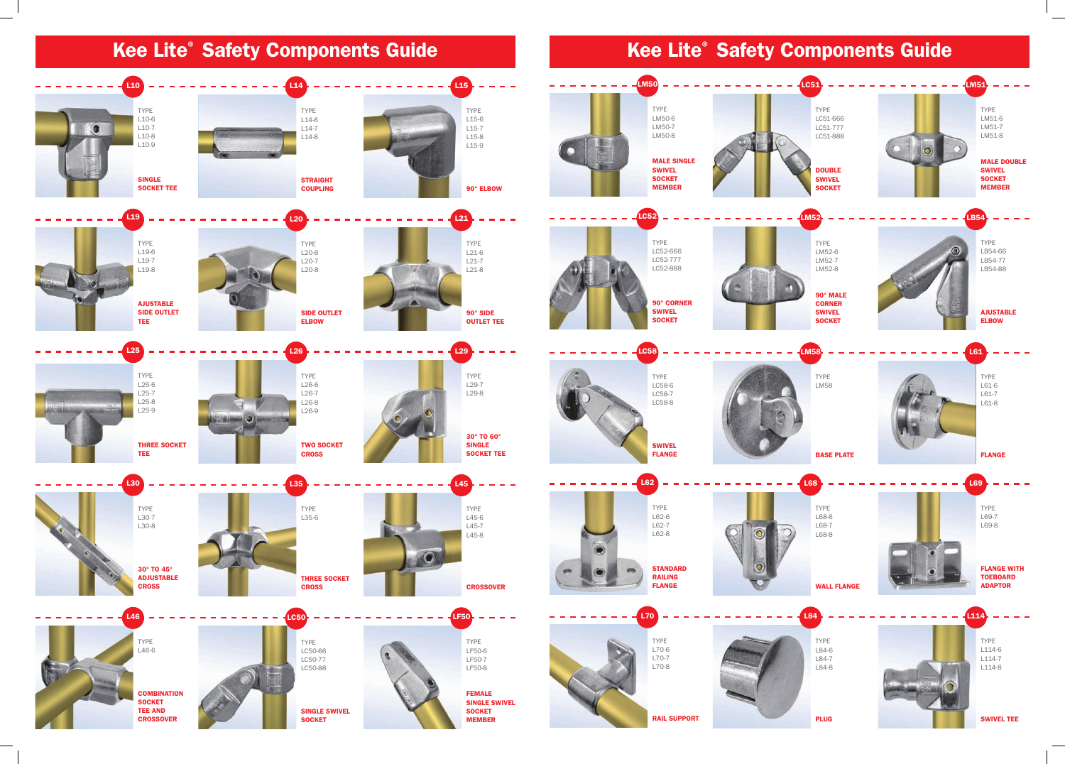# Kee Lite® Safety Components Guide

## L10

TYPE
L10-6
L10-7
L10-8
L10-9

**SINGLE SOCKET TEE**

## L14

TYPE
L14-6
L14-7
L14-8

**STRAIGHT COUPLING**

## L15

TYPE
L15-6
L15-7
L15-8
L15-9

**90° ELBOW**

## L19

TYPE
L19-6
L19-7
L19-8

**AJUSTABLE SIDE OUTLET TEE**

## L20

TYPE
L20-6
L20-7
L20-8

**SIDE OUTLET ELBOW**

## L21

TYPE
L21-6
L21-7
L21-8

**90° SIDE OUTLET TEE**

## L25

TYPE
L25-6
L25-7
L25-8
L25-9

**THREE SOCKET TEE**

## L26

TYPE
L26-6
L26-7
L26-8
L26-9

**TWO SOCKET CROSS**

## L29

TYPE
L29-7
L29-8

**30° TO 60° SINGLE SOCKET TEE**

## L30

TYPE
L30-7
L30-8

**30° TO 45° ADJUSTABLE CROSS**

## L35

TYPE
L35-6

**THREE SOCKET CROSS**

## L45

TYPE
L45-6
L45-7
L45-8

**CROSSOVER**

## L46

TYPE
L46-6

**COMBINATION SOCKET TEE AND CROSSOVER**

## LC50

TYPE
LC50-66
LC50-77
LC50-88

**SINGLE SWIVEL SOCKET**

## LF50

TYPE
LF50-6
LF50-7
LF50-8

**FEMALE SINGLE SWIVEL SOCKET MEMBER**

# Kee Lite® Safety Components Guide

## LM50

TYPE
LM50-6
LM50-7
LM50-8

**MALE SINGLE SWIVEL SOCKET MEMBER**

## LC51

TYPE
LC51-666
LC51-777
LC51-888

**DOUBLE SWIVEL SOCKET**

## LM51

TYPE
LM51-6
LM51-7
LM51-8

**MALE DOUBLE SWIVEL SOCKET MEMBER**

## LC52

TYPE
LC52-666
LC52-777
LC52-888

**90° CORNER SWIVEL SOCKET**

## LM52

TYPE
LM52-6
LM52-7
LM52-8

**90° MALE CORNER SWIVEL SOCKET**

## LB54

TYPE
LB54-66
LB54-77
LB54-88

**AJUSTABLE ELBOW**

## LC58

TYPE
LC58-6
LC58-7
LC58-8

**SWIVEL FLANGE**

## LM58

TYPE
LM58

**BASE PLATE**

## L61

TYPE
L61-6
L61-7
L61-8

**FLANGE**

## L62

TYPE
L62-6
L62-7
L62-8

**STANDARD RAILING FLANGE**

## L68

TYPE
L68-6
L68-7
L68-8

**WALL FLANGE**

## L69

TYPE
L69-7
L69-8

**FLANGE WITH TOEBOARD ADAPTOR**

## L70

TYPE
L70-6
L70-7
L70-8

**RAIL SUPPORT**

## L84

TYPE
L84-6
L84-7
L84-8

**PLUG**

## L114

TYPE
L114-6
L114-7
L114-8

**SWIVEL TEE**